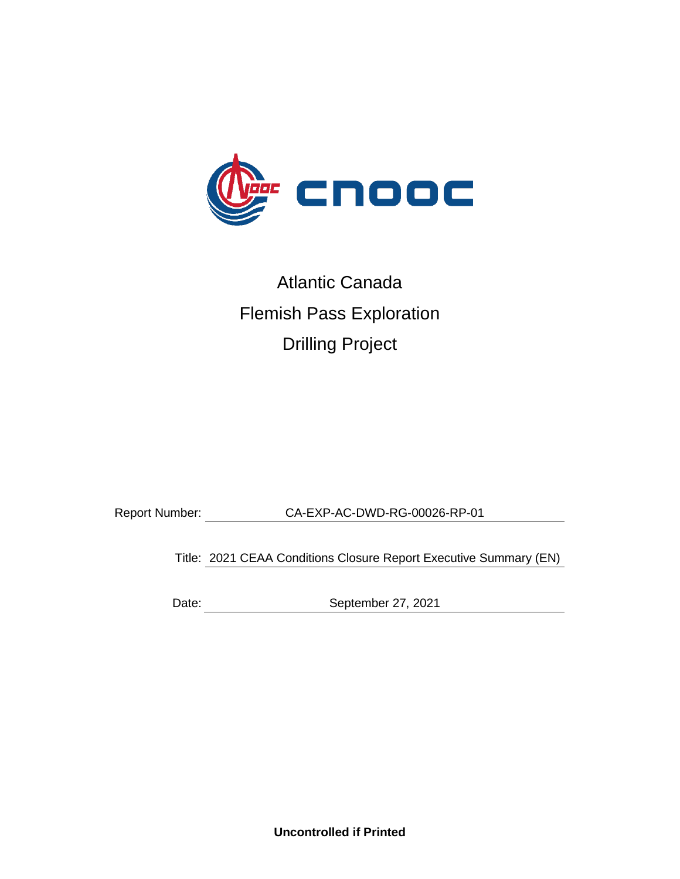# Atlantic Canada
# Flemish Pass Exploration
# Drilling Project

Report Number: CA-EXP-AC-DWD-RG-00026-RP-01

Title: 2021 CEAA Conditions Closure Report Executive Summary (EN)

Date: September 27, 2021

**Uncontrolled if Printed**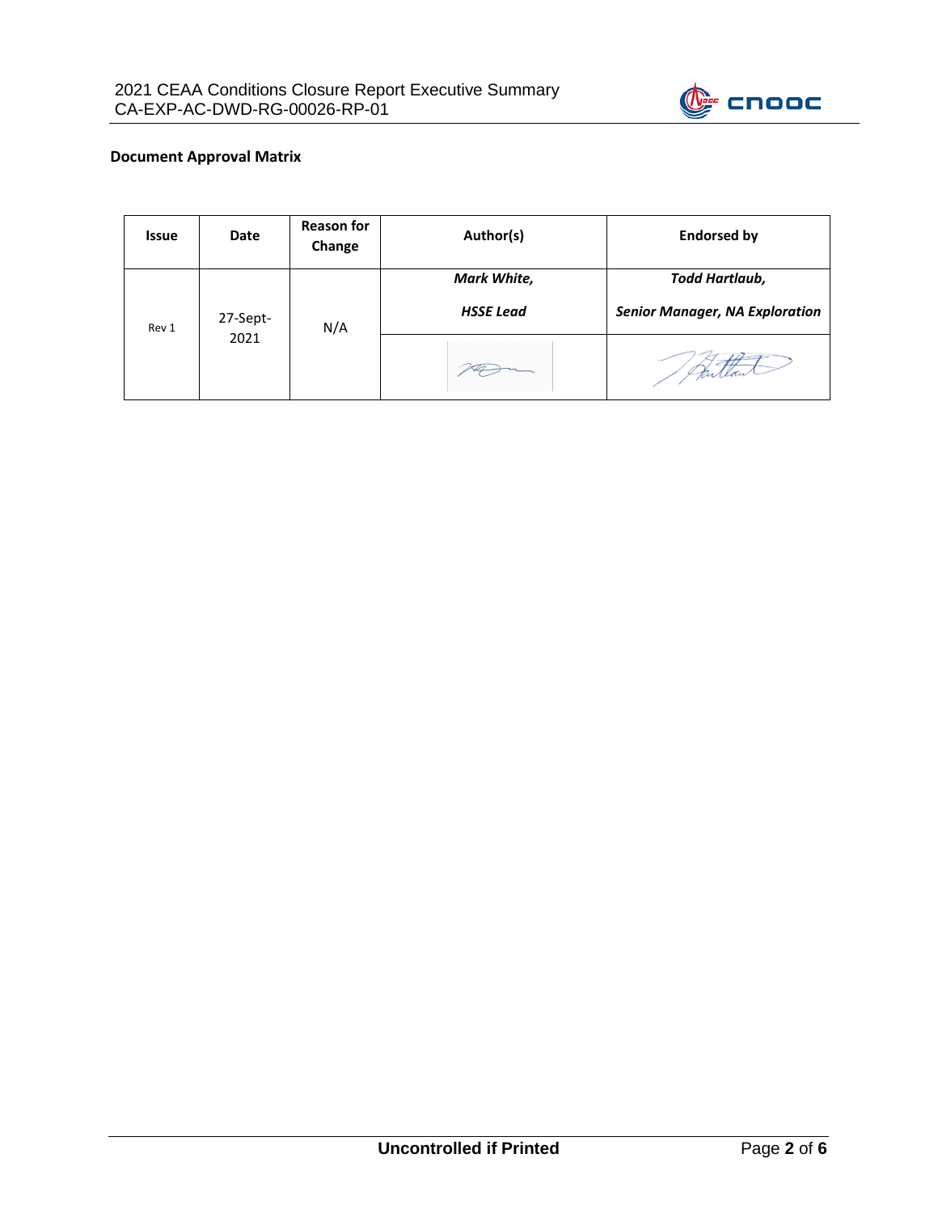**Document Approval Matrix**

| Issue | Date | Reason for Change | Author(s) | Endorsed by |
|---|---|---|---|---|
| Rev 1 | 27-Sept-2021 | N/A | ***Mark White,*** ***HSSE Lead*** | ***Todd Hartlaub,*** ***Senior Manager, NA Exploration*** |
| | | | | |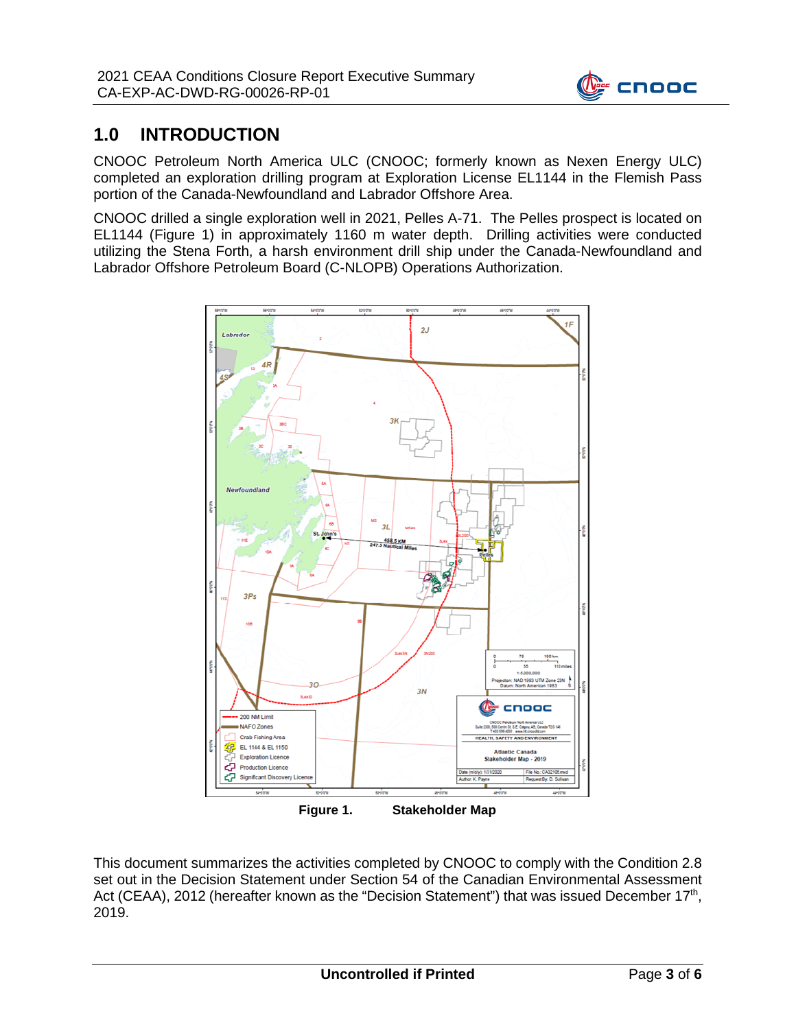# 1.0 INTRODUCTION

CNOOC Petroleum North America ULC (CNOOC; formerly known as Nexen Energy ULC) completed an exploration drilling program at Exploration License EL1144 in the Flemish Pass portion of the Canada-Newfoundland and Labrador Offshore Area.

CNOOC drilled a single exploration well in 2021, Pelles A-71. The Pelles prospect is located on EL1144 (Figure 1) in approximately 1160 m water depth. Drilling activities were conducted utilizing the Stena Forth, a harsh environment drill ship under the Canada-Newfoundland and Labrador Offshore Petroleum Board (C-NLOPB) Operations Authorization.

**Figure 1. Stakeholder Map**

This document summarizes the activities completed by CNOOC to comply with the Condition 2.8 set out in the Decision Statement under Section 54 of the Canadian Environmental Assessment Act (CEAA), 2012 (hereafter known as the "Decision Statement") that was issued December 17th, 2019.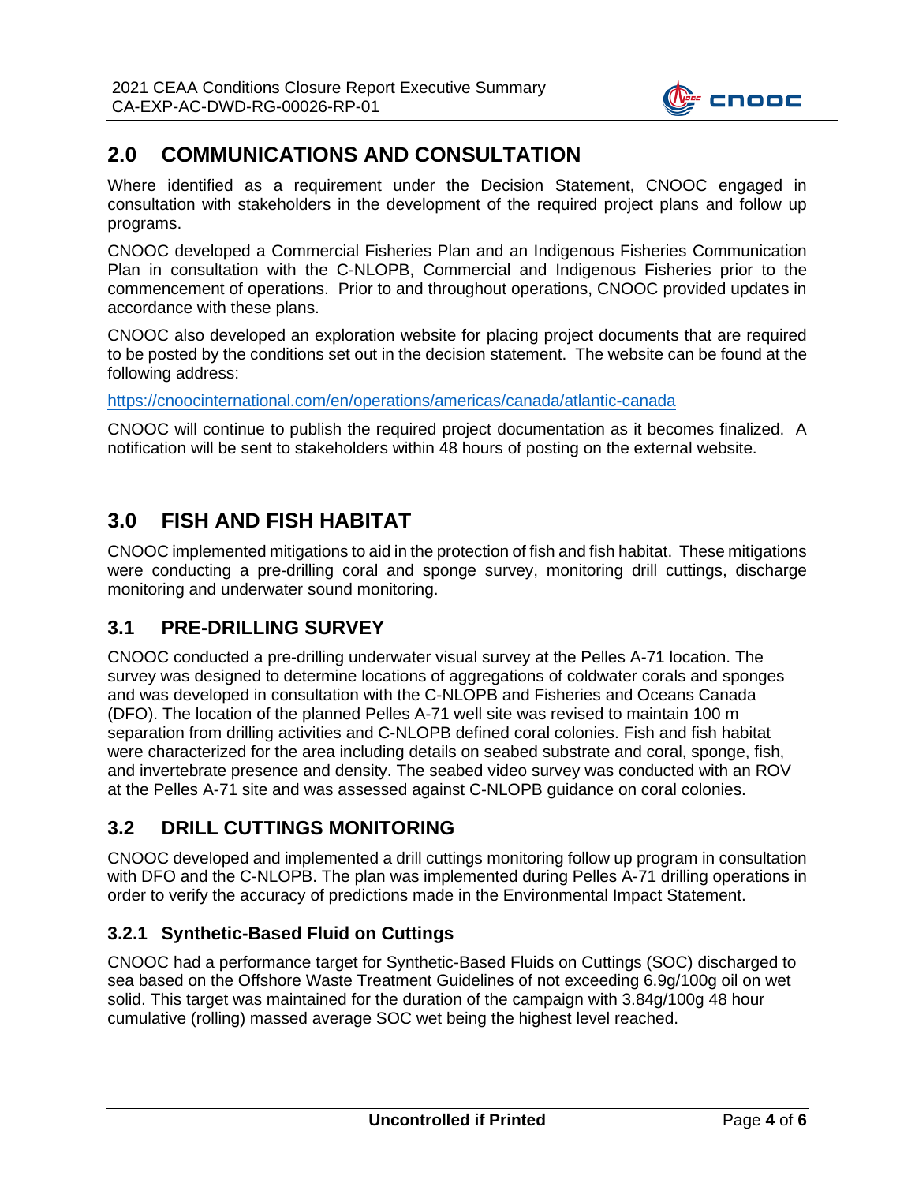## 2.0 COMMUNICATIONS AND CONSULTATION

Where identified as a requirement under the Decision Statement, CNOOC engaged in consultation with stakeholders in the development of the required project plans and follow up programs.

CNOOC developed a Commercial Fisheries Plan and an Indigenous Fisheries Communication Plan in consultation with the C-NLOPB, Commercial and Indigenous Fisheries prior to the commencement of operations. Prior to and throughout operations, CNOOC provided updates in accordance with these plans.

CNOOC also developed an exploration website for placing project documents that are required to be posted by the conditions set out in the decision statement. The website can be found at the following address:

https://cnoocinternational.com/en/operations/americas/canada/atlantic-canada

CNOOC will continue to publish the required project documentation as it becomes finalized. A notification will be sent to stakeholders within 48 hours of posting on the external website.

## 3.0 FISH AND FISH HABITAT

CNOOC implemented mitigations to aid in the protection of fish and fish habitat. These mitigations were conducting a pre-drilling coral and sponge survey, monitoring drill cuttings, discharge monitoring and underwater sound monitoring.

### 3.1 PRE-DRILLING SURVEY

CNOOC conducted a pre-drilling underwater visual survey at the Pelles A-71 location. The survey was designed to determine locations of aggregations of coldwater corals and sponges and was developed in consultation with the C-NLOPB and Fisheries and Oceans Canada (DFO). The location of the planned Pelles A-71 well site was revised to maintain 100 m separation from drilling activities and C-NLOPB defined coral colonies. Fish and fish habitat were characterized for the area including details on seabed substrate and coral, sponge, fish, and invertebrate presence and density. The seabed video survey was conducted with an ROV at the Pelles A-71 site and was assessed against C-NLOPB guidance on coral colonies.

### 3.2 DRILL CUTTINGS MONITORING

CNOOC developed and implemented a drill cuttings monitoring follow up program in consultation with DFO and the C-NLOPB. The plan was implemented during Pelles A-71 drilling operations in order to verify the accuracy of predictions made in the Environmental Impact Statement.

#### 3.2.1 Synthetic-Based Fluid on Cuttings

CNOOC had a performance target for Synthetic-Based Fluids on Cuttings (SOC) discharged to sea based on the Offshore Waste Treatment Guidelines of not exceeding 6.9g/100g oil on wet solid. This target was maintained for the duration of the campaign with 3.84g/100g 48 hour cumulative (rolling) massed average SOC wet being the highest level reached.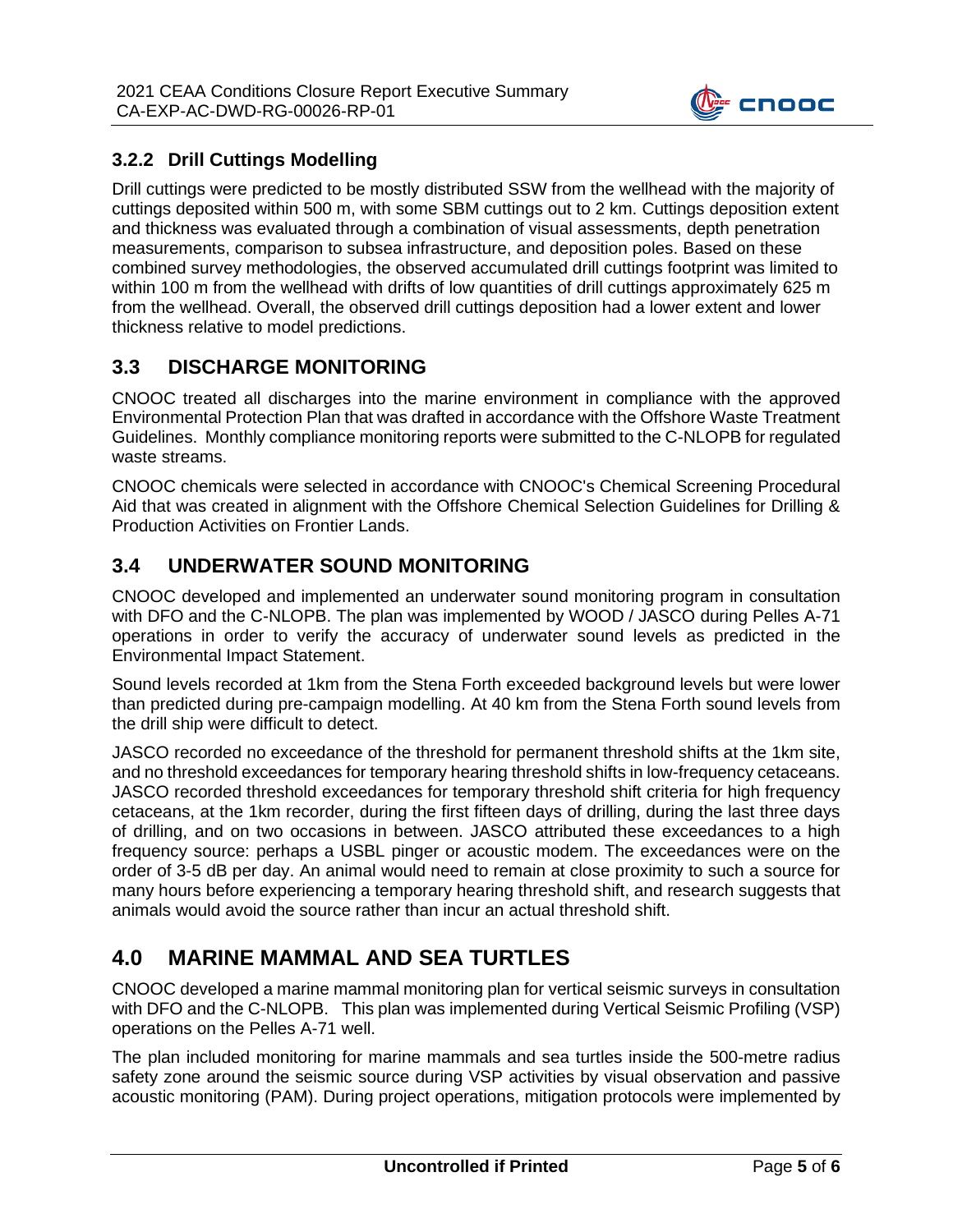### 3.2.2 Drill Cuttings Modelling

Drill cuttings were predicted to be mostly distributed SSW from the wellhead with the majority of cuttings deposited within 500 m, with some SBM cuttings out to 2 km. Cuttings deposition extent and thickness was evaluated through a combination of visual assessments, depth penetration measurements, comparison to subsea infrastructure, and deposition poles. Based on these combined survey methodologies, the observed accumulated drill cuttings footprint was limited to within 100 m from the wellhead with drifts of low quantities of drill cuttings approximately 625 m from the wellhead. Overall, the observed drill cuttings deposition had a lower extent and lower thickness relative to model predictions.

## 3.3 DISCHARGE MONITORING

CNOOC treated all discharges into the marine environment in compliance with the approved Environmental Protection Plan that was drafted in accordance with the Offshore Waste Treatment Guidelines. Monthly compliance monitoring reports were submitted to the C-NLOPB for regulated waste streams.

CNOOC chemicals were selected in accordance with CNOOC's Chemical Screening Procedural Aid that was created in alignment with the Offshore Chemical Selection Guidelines for Drilling & Production Activities on Frontier Lands.

## 3.4 UNDERWATER SOUND MONITORING

CNOOC developed and implemented an underwater sound monitoring program in consultation with DFO and the C-NLOPB. The plan was implemented by WOOD / JASCO during Pelles A-71 operations in order to verify the accuracy of underwater sound levels as predicted in the Environmental Impact Statement.

Sound levels recorded at 1km from the Stena Forth exceeded background levels but were lower than predicted during pre-campaign modelling. At 40 km from the Stena Forth sound levels from the drill ship were difficult to detect.

JASCO recorded no exceedance of the threshold for permanent threshold shifts at the 1km site, and no threshold exceedances for temporary hearing threshold shifts in low-frequency cetaceans. JASCO recorded threshold exceedances for temporary threshold shift criteria for high frequency cetaceans, at the 1km recorder, during the first fifteen days of drilling, during the last three days of drilling, and on two occasions in between. JASCO attributed these exceedances to a high frequency source: perhaps a USBL pinger or acoustic modem. The exceedances were on the order of 3-5 dB per day. An animal would need to remain at close proximity to such a source for many hours before experiencing a temporary hearing threshold shift, and research suggests that animals would avoid the source rather than incur an actual threshold shift.

# 4.0 MARINE MAMMAL AND SEA TURTLES

CNOOC developed a marine mammal monitoring plan for vertical seismic surveys in consultation with DFO and the C-NLOPB. This plan was implemented during Vertical Seismic Profiling (VSP) operations on the Pelles A-71 well.

The plan included monitoring for marine mammals and sea turtles inside the 500-metre radius safety zone around the seismic source during VSP activities by visual observation and passive acoustic monitoring (PAM). During project operations, mitigation protocols were implemented by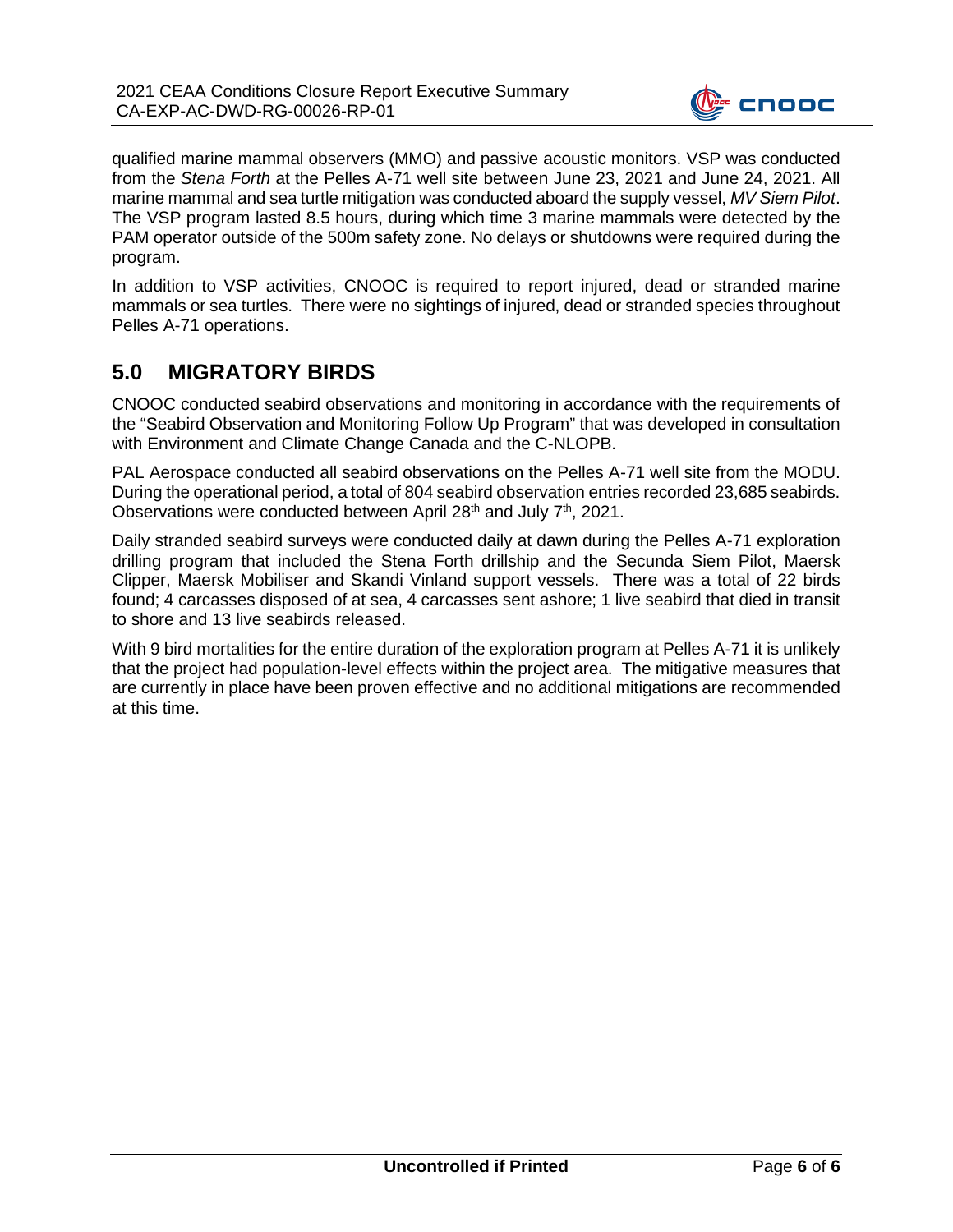qualified marine mammal observers (MMO) and passive acoustic monitors. VSP was conducted from the *Stena Forth* at the Pelles A-71 well site between June 23, 2021 and June 24, 2021. All marine mammal and sea turtle mitigation was conducted aboard the supply vessel, *MV Siem Pilot*. The VSP program lasted 8.5 hours, during which time 3 marine mammals were detected by the PAM operator outside of the 500m safety zone. No delays or shutdowns were required during the program.

In addition to VSP activities, CNOOC is required to report injured, dead or stranded marine mammals or sea turtles. There were no sightings of injured, dead or stranded species throughout Pelles A-71 operations.

## 5.0 MIGRATORY BIRDS

CNOOC conducted seabird observations and monitoring in accordance with the requirements of the "Seabird Observation and Monitoring Follow Up Program" that was developed in consultation with Environment and Climate Change Canada and the C-NLOPB.

PAL Aerospace conducted all seabird observations on the Pelles A-71 well site from the MODU. During the operational period, a total of 804 seabird observation entries recorded 23,685 seabirds. Observations were conducted between April 28th and July 7th, 2021.

Daily stranded seabird surveys were conducted daily at dawn during the Pelles A-71 exploration drilling program that included the Stena Forth drillship and the Secunda Siem Pilot, Maersk Clipper, Maersk Mobiliser and Skandi Vinland support vessels. There was a total of 22 birds found; 4 carcasses disposed of at sea, 4 carcasses sent ashore; 1 live seabird that died in transit to shore and 13 live seabirds released.

With 9 bird mortalities for the entire duration of the exploration program at Pelles A-71 it is unlikely that the project had population-level effects within the project area. The mitigative measures that are currently in place have been proven effective and no additional mitigations are recommended at this time.